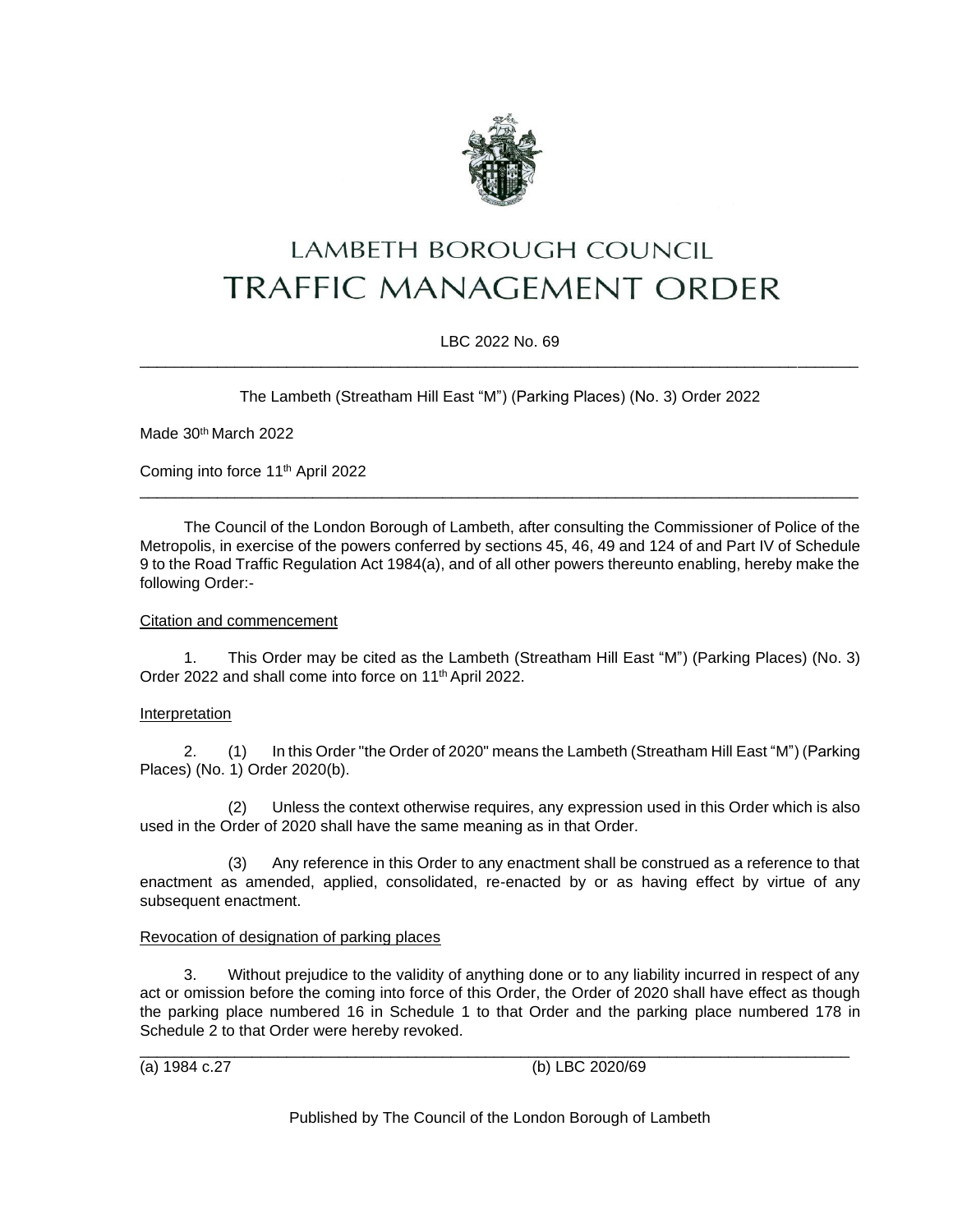# LAMBETH BOROUGH COUNCIL

# TRAFFIC MANAGEMENT ORDER

LBC 2022 No. 69

---

The Lambeth (Streatham Hill East "M") (Parking Places) (No. 3) Order 2022

Made 30th March 2022

Coming into force 11th April 2022

---

The Council of the London Borough of Lambeth, after consulting the Commissioner of Police of the Metropolis, in exercise of the powers conferred by sections 45, 46, 49 and 124 of and Part IV of Schedule 9 to the Road Traffic Regulation Act 1984(a), and of all other powers thereunto enabling, hereby make the following Order:-

Citation and commencement

1. This Order may be cited as the Lambeth (Streatham Hill East "M") (Parking Places) (No. 3) Order 2022 and shall come into force on 11th April 2022.

Interpretation

2. (1) In this Order "the Order of 2020" means the Lambeth (Streatham Hill East "M") (Parking Places) (No. 1) Order 2020(b).

(2) Unless the context otherwise requires, any expression used in this Order which is also used in the Order of 2020 shall have the same meaning as in that Order.

(3) Any reference in this Order to any enactment shall be construed as a reference to that enactment as amended, applied, consolidated, re-enacted by or as having effect by virtue of any subsequent enactment.

Revocation of designation of parking places

3. Without prejudice to the validity of anything done or to any liability incurred in respect of any act or omission before the coming into force of this Order, the Order of 2020 shall have effect as though the parking place numbered 16 in Schedule 1 to that Order and the parking place numbered 178 in Schedule 2 to that Order were hereby revoked.

---

(a) 1984 c.27 (b) LBC 2020/69

Published by The Council of the London Borough of Lambeth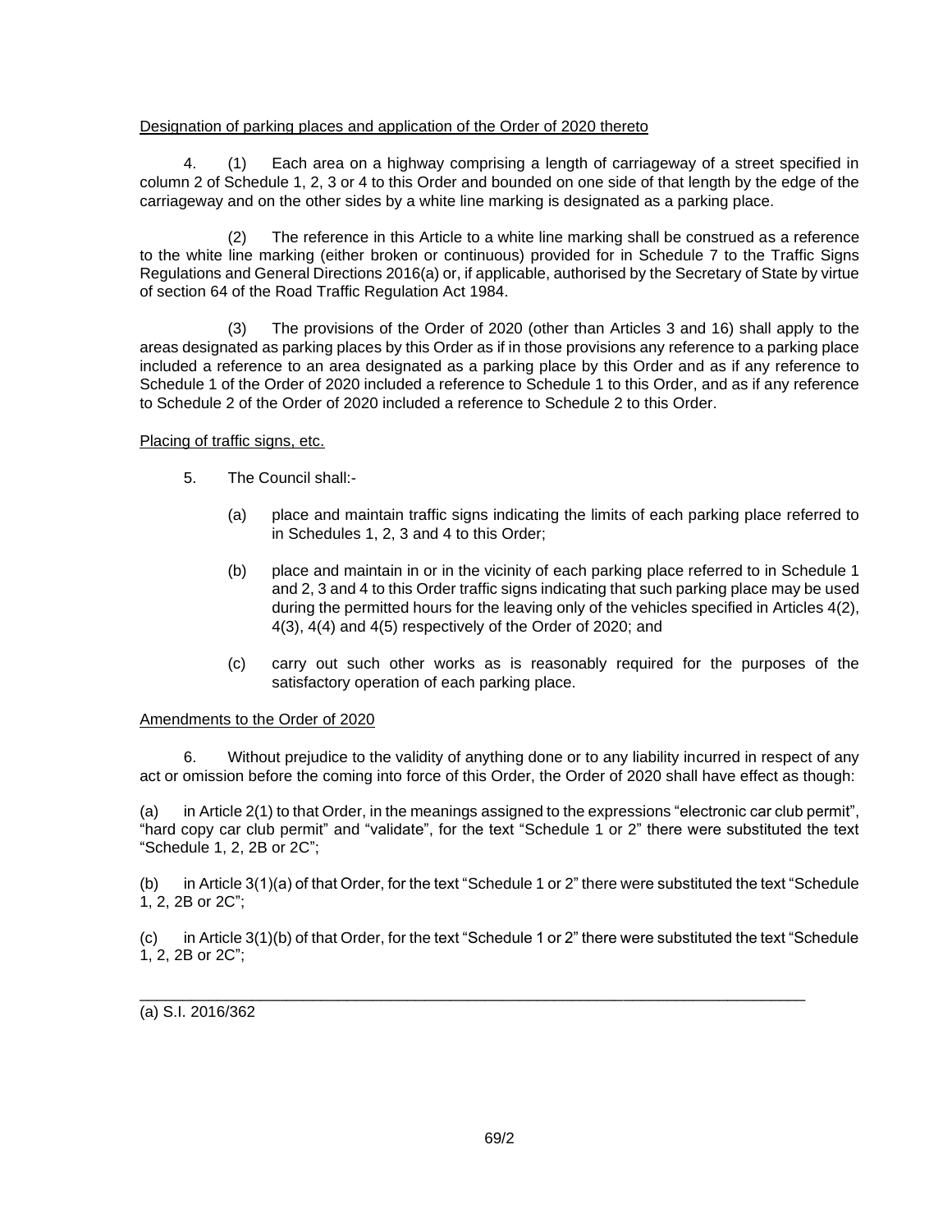Designation of parking places and application of the Order of 2020 thereto

4. (1) Each area on a highway comprising a length of carriageway of a street specified in column 2 of Schedule 1, 2, 3 or 4 to this Order and bounded on one side of that length by the edge of the carriageway and on the other sides by a white line marking is designated as a parking place.

(2) The reference in this Article to a white line marking shall be construed as a reference to the white line marking (either broken or continuous) provided for in Schedule 7 to the Traffic Signs Regulations and General Directions 2016(a) or, if applicable, authorised by the Secretary of State by virtue of section 64 of the Road Traffic Regulation Act 1984.

(3) The provisions of the Order of 2020 (other than Articles 3 and 16) shall apply to the areas designated as parking places by this Order as if in those provisions any reference to a parking place included a reference to an area designated as a parking place by this Order and as if any reference to Schedule 1 of the Order of 2020 included a reference to Schedule 1 to this Order, and as if any reference to Schedule 2 of the Order of 2020 included a reference to Schedule 2 to this Order.

Placing of traffic signs, etc.

5. The Council shall:-

(a) place and maintain traffic signs indicating the limits of each parking place referred to in Schedules 1, 2, 3 and 4 to this Order;

(b) place and maintain in or in the vicinity of each parking place referred to in Schedule 1 and 2, 3 and 4 to this Order traffic signs indicating that such parking place may be used during the permitted hours for the leaving only of the vehicles specified in Articles 4(2), 4(3), 4(4) and 4(5) respectively of the Order of 2020; and

(c) carry out such other works as is reasonably required for the purposes of the satisfactory operation of each parking place.

Amendments to the Order of 2020

6. Without prejudice to the validity of anything done or to any liability incurred in respect of any act or omission before the coming into force of this Order, the Order of 2020 shall have effect as though:

(a) in Article 2(1) to that Order, in the meanings assigned to the expressions "electronic car club permit", "hard copy car club permit" and "validate", for the text "Schedule 1 or 2" there were substituted the text "Schedule 1, 2, 2B or 2C";

(b) in Article 3(1)(a) of that Order, for the text "Schedule 1 or 2" there were substituted the text "Schedule 1, 2, 2B or 2C";

(c) in Article 3(1)(b) of that Order, for the text "Schedule 1 or 2" there were substituted the text "Schedule 1, 2, 2B or 2C";

---

(a) S.I. 2016/362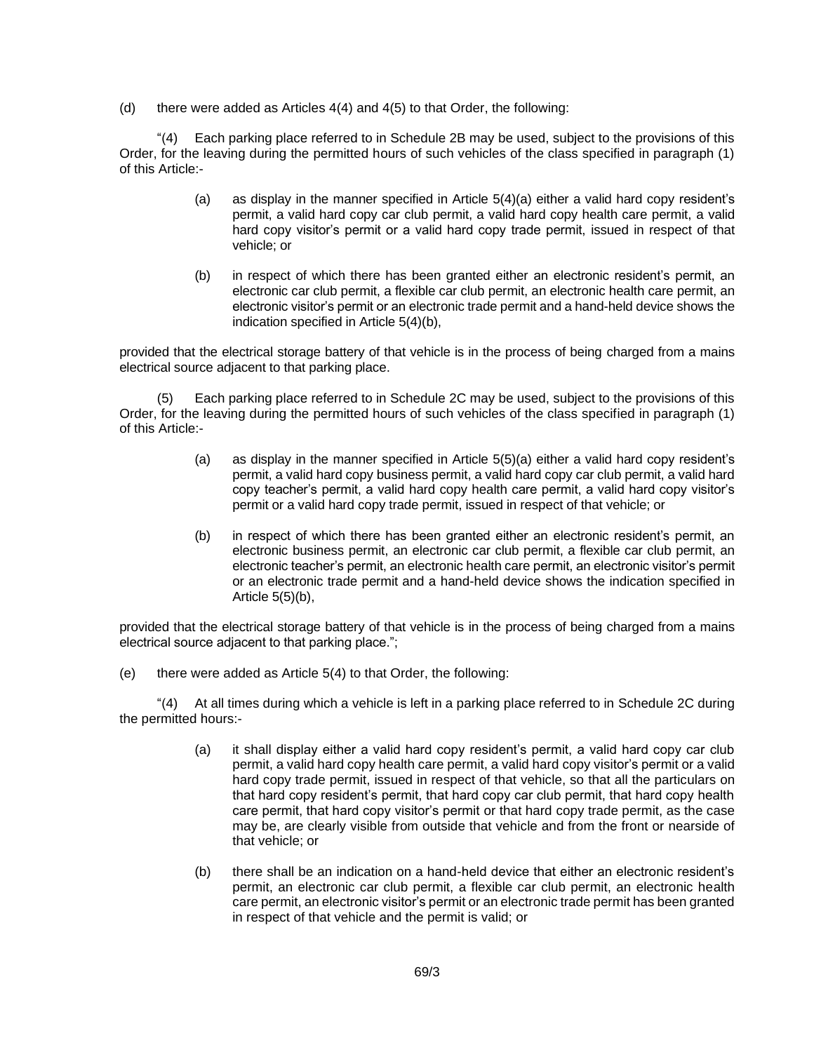(d) there were added as Articles 4(4) and 4(5) to that Order, the following:

"(4) Each parking place referred to in Schedule 2B may be used, subject to the provisions of this Order, for the leaving during the permitted hours of such vehicles of the class specified in paragraph (1) of this Article:-

> (a) as display in the manner specified in Article 5(4)(a) either a valid hard copy resident's permit, a valid hard copy car club permit, a valid hard copy health care permit, a valid hard copy visitor's permit or a valid hard copy trade permit, issued in respect of that vehicle; or
>
> (b) in respect of which there has been granted either an electronic resident's permit, an electronic car club permit, a flexible car club permit, an electronic health care permit, an electronic visitor's permit or an electronic trade permit and a hand-held device shows the indication specified in Article 5(4)(b),

provided that the electrical storage battery of that vehicle is in the process of being charged from a mains electrical source adjacent to that parking place.

(5) Each parking place referred to in Schedule 2C may be used, subject to the provisions of this Order, for the leaving during the permitted hours of such vehicles of the class specified in paragraph (1) of this Article:-

> (a) as display in the manner specified in Article 5(5)(a) either a valid hard copy resident's permit, a valid hard copy business permit, a valid hard copy car club permit, a valid hard copy teacher's permit, a valid hard copy health care permit, a valid hard copy visitor's permit or a valid hard copy trade permit, issued in respect of that vehicle; or
>
> (b) in respect of which there has been granted either an electronic resident's permit, an electronic business permit, an electronic car club permit, a flexible car club permit, an electronic teacher's permit, an electronic health care permit, an electronic visitor's permit or an electronic trade permit and a hand-held device shows the indication specified in Article 5(5)(b),

provided that the electrical storage battery of that vehicle is in the process of being charged from a mains electrical source adjacent to that parking place.";

(e) there were added as Article 5(4) to that Order, the following:

"(4) At all times during which a vehicle is left in a parking place referred to in Schedule 2C during the permitted hours:-

> (a) it shall display either a valid hard copy resident's permit, a valid hard copy car club permit, a valid hard copy health care permit, a valid hard copy visitor's permit or a valid hard copy trade permit, issued in respect of that vehicle, so that all the particulars on that hard copy resident's permit, that hard copy car club permit, that hard copy health care permit, that hard copy visitor's permit or that hard copy trade permit, as the case may be, are clearly visible from outside that vehicle and from the front or nearside of that vehicle; or
>
> (b) there shall be an indication on a hand-held device that either an electronic resident's permit, an electronic car club permit, a flexible car club permit, an electronic health care permit, an electronic visitor's permit or an electronic trade permit has been granted in respect of that vehicle and the permit is valid; or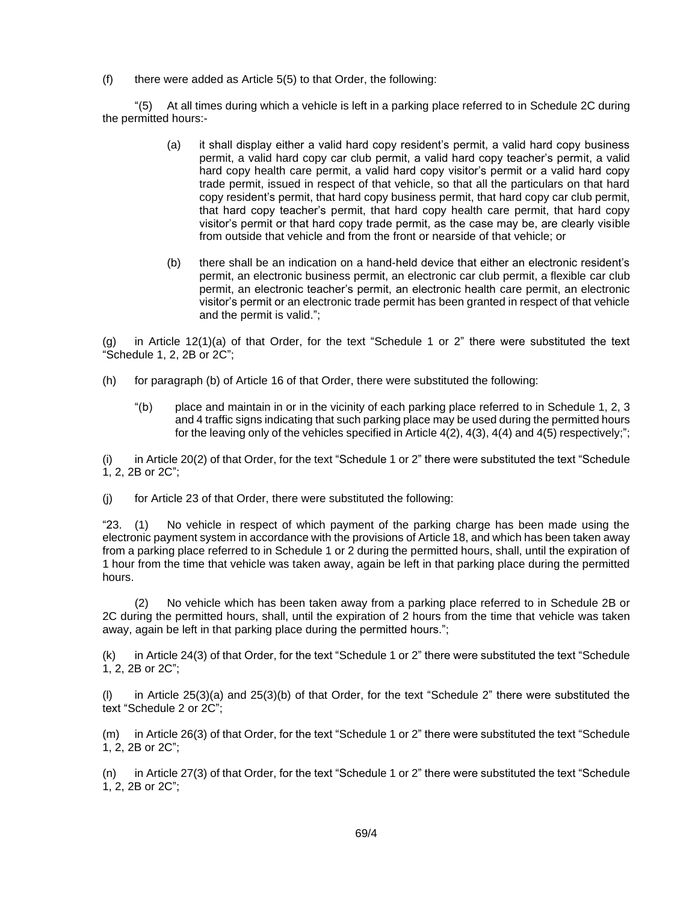(f) there were added as Article 5(5) to that Order, the following:

"(5) At all times during which a vehicle is left in a parking place referred to in Schedule 2C during the permitted hours:-

> (a) it shall display either a valid hard copy resident's permit, a valid hard copy business permit, a valid hard copy car club permit, a valid hard copy teacher's permit, a valid hard copy health care permit, a valid hard copy visitor's permit or a valid hard copy trade permit, issued in respect of that vehicle, so that all the particulars on that hard copy resident's permit, that hard copy business permit, that hard copy car club permit, that hard copy teacher's permit, that hard copy health care permit, that hard copy visitor's permit or that hard copy trade permit, as the case may be, are clearly visible from outside that vehicle and from the front or nearside of that vehicle; or
>
> (b) there shall be an indication on a hand-held device that either an electronic resident's permit, an electronic business permit, an electronic car club permit, a flexible car club permit, an electronic teacher's permit, an electronic health care permit, an electronic visitor's permit or an electronic trade permit has been granted in respect of that vehicle and the permit is valid.";

(g) in Article 12(1)(a) of that Order, for the text "Schedule 1 or 2" there were substituted the text "Schedule 1, 2, 2B or 2C";

(h) for paragraph (b) of Article 16 of that Order, there were substituted the following:

> "(b) place and maintain in or in the vicinity of each parking place referred to in Schedule 1, 2, 3 and 4 traffic signs indicating that such parking place may be used during the permitted hours for the leaving only of the vehicles specified in Article 4(2), 4(3), 4(4) and 4(5) respectively;";

(i) in Article 20(2) of that Order, for the text "Schedule 1 or 2" there were substituted the text "Schedule 1, 2, 2B or 2C";

(j) for Article 23 of that Order, there were substituted the following:

"23. (1) No vehicle in respect of which payment of the parking charge has been made using the electronic payment system in accordance with the provisions of Article 18, and which has been taken away from a parking place referred to in Schedule 1 or 2 during the permitted hours, shall, until the expiration of 1 hour from the time that vehicle was taken away, again be left in that parking place during the permitted hours.

(2) No vehicle which has been taken away from a parking place referred to in Schedule 2B or 2C during the permitted hours, shall, until the expiration of 2 hours from the time that vehicle was taken away, again be left in that parking place during the permitted hours.";

(k) in Article 24(3) of that Order, for the text "Schedule 1 or 2" there were substituted the text "Schedule 1, 2, 2B or 2C";

(l) in Article 25(3)(a) and 25(3)(b) of that Order, for the text "Schedule 2" there were substituted the text "Schedule 2 or 2C";

(m) in Article 26(3) of that Order, for the text "Schedule 1 or 2" there were substituted the text "Schedule 1, 2, 2B or 2C";

(n) in Article 27(3) of that Order, for the text "Schedule 1 or 2" there were substituted the text "Schedule 1, 2, 2B or 2C";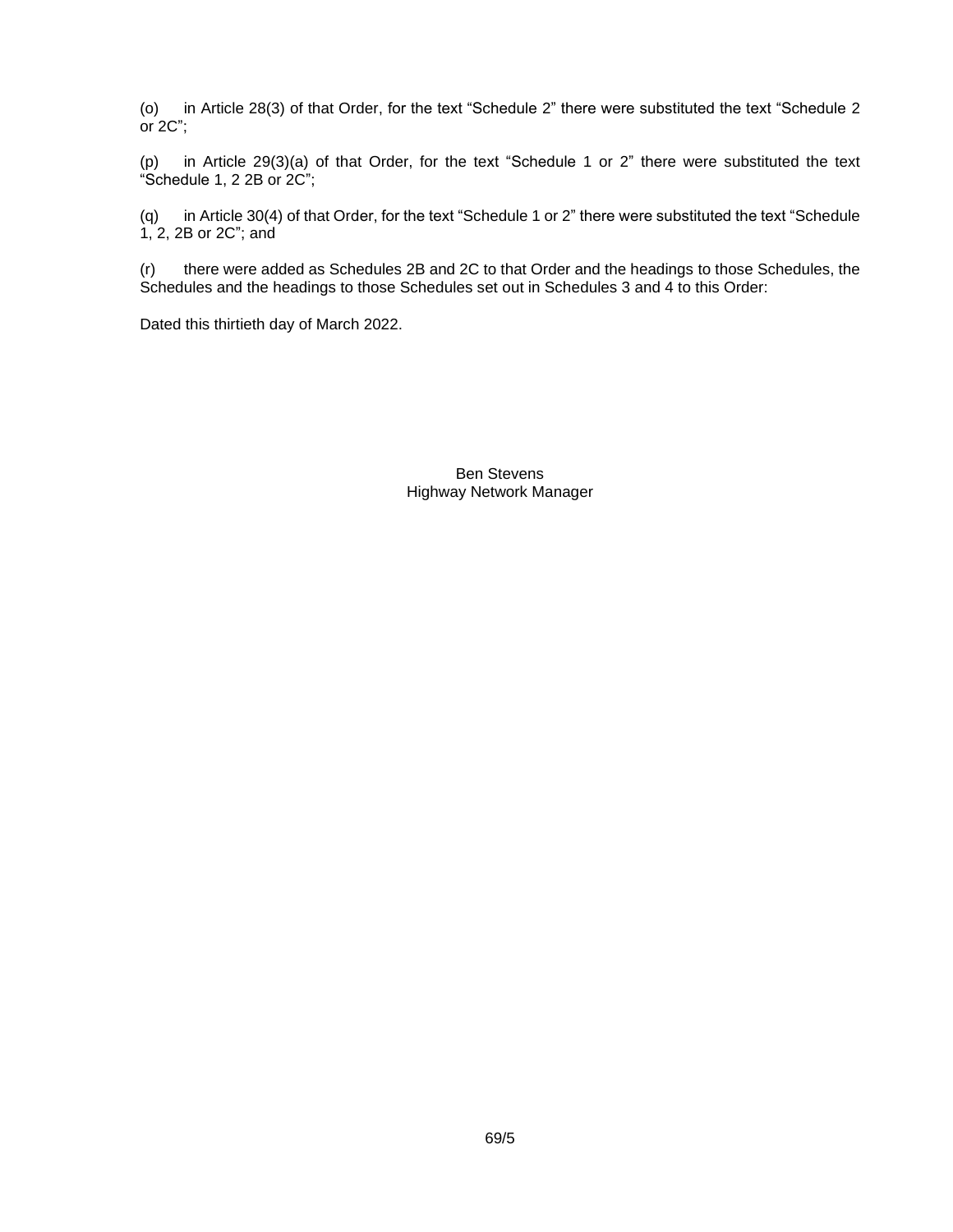(o) in Article 28(3) of that Order, for the text "Schedule 2" there were substituted the text "Schedule 2 or 2C";

(p) in Article 29(3)(a) of that Order, for the text "Schedule 1 or 2" there were substituted the text "Schedule 1, 2 2B or 2C";

(q) in Article 30(4) of that Order, for the text "Schedule 1 or 2" there were substituted the text "Schedule 1, 2, 2B or 2C"; and

(r) there were added as Schedules 2B and 2C to that Order and the headings to those Schedules, the Schedules and the headings to those Schedules set out in Schedules 3 and 4 to this Order:

Dated this thirtieth day of March 2022.

Ben Stevens
Highway Network Manager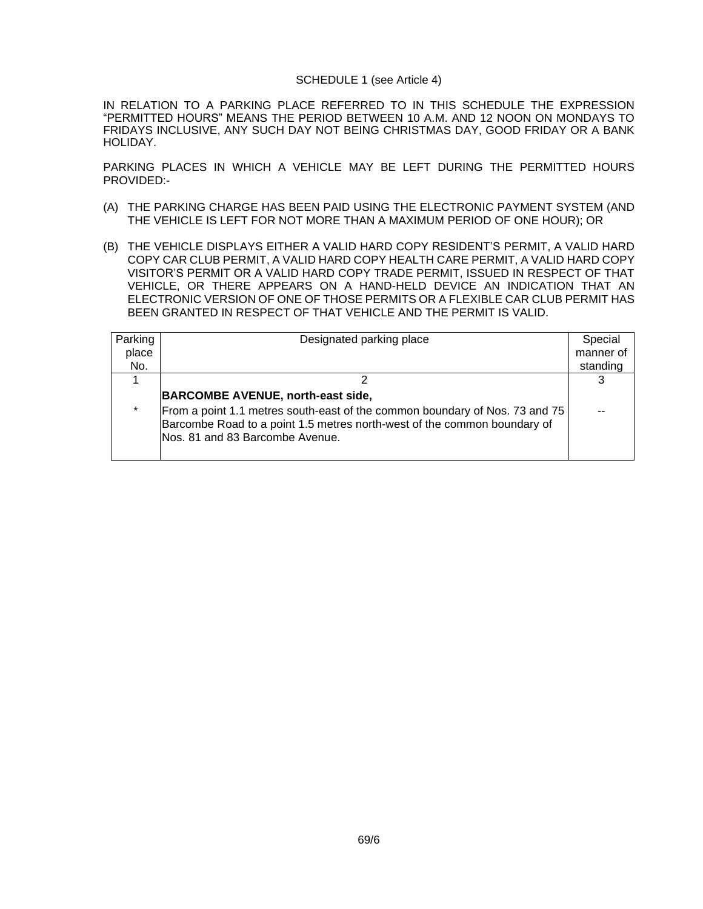SCHEDULE 1 (see Article 4)

IN RELATION TO A PARKING PLACE REFERRED TO IN THIS SCHEDULE THE EXPRESSION "PERMITTED HOURS" MEANS THE PERIOD BETWEEN 10 A.M. AND 12 NOON ON MONDAYS TO FRIDAYS INCLUSIVE, ANY SUCH DAY NOT BEING CHRISTMAS DAY, GOOD FRIDAY OR A BANK HOLIDAY.

PARKING PLACES IN WHICH A VEHICLE MAY BE LEFT DURING THE PERMITTED HOURS PROVIDED:-

(A) THE PARKING CHARGE HAS BEEN PAID USING THE ELECTRONIC PAYMENT SYSTEM (AND THE VEHICLE IS LEFT FOR NOT MORE THAN A MAXIMUM PERIOD OF ONE HOUR); OR

(B) THE VEHICLE DISPLAYS EITHER A VALID HARD COPY RESIDENT'S PERMIT, A VALID HARD COPY CAR CLUB PERMIT, A VALID HARD COPY HEALTH CARE PERMIT, A VALID HARD COPY VISITOR'S PERMIT OR A VALID HARD COPY TRADE PERMIT, ISSUED IN RESPECT OF THAT VEHICLE, OR THERE APPEARS ON A HAND-HELD DEVICE AN INDICATION THAT AN ELECTRONIC VERSION OF ONE OF THOSE PERMITS OR A FLEXIBLE CAR CLUB PERMIT HAS BEEN GRANTED IN RESPECT OF THAT VEHICLE AND THE PERMIT IS VALID.

| Parking place No. | Designated parking place | Special manner of standing |
|---|---|---|
| 1 | 2 | 3 |
| * | **BARCOMBE AVENUE, north-east side,**<br>From a point 1.1 metres south-east of the common boundary of Nos. 73 and 75 Barcombe Road to a point 1.5 metres north-west of the common boundary of Nos. 81 and 83 Barcombe Avenue. | -- |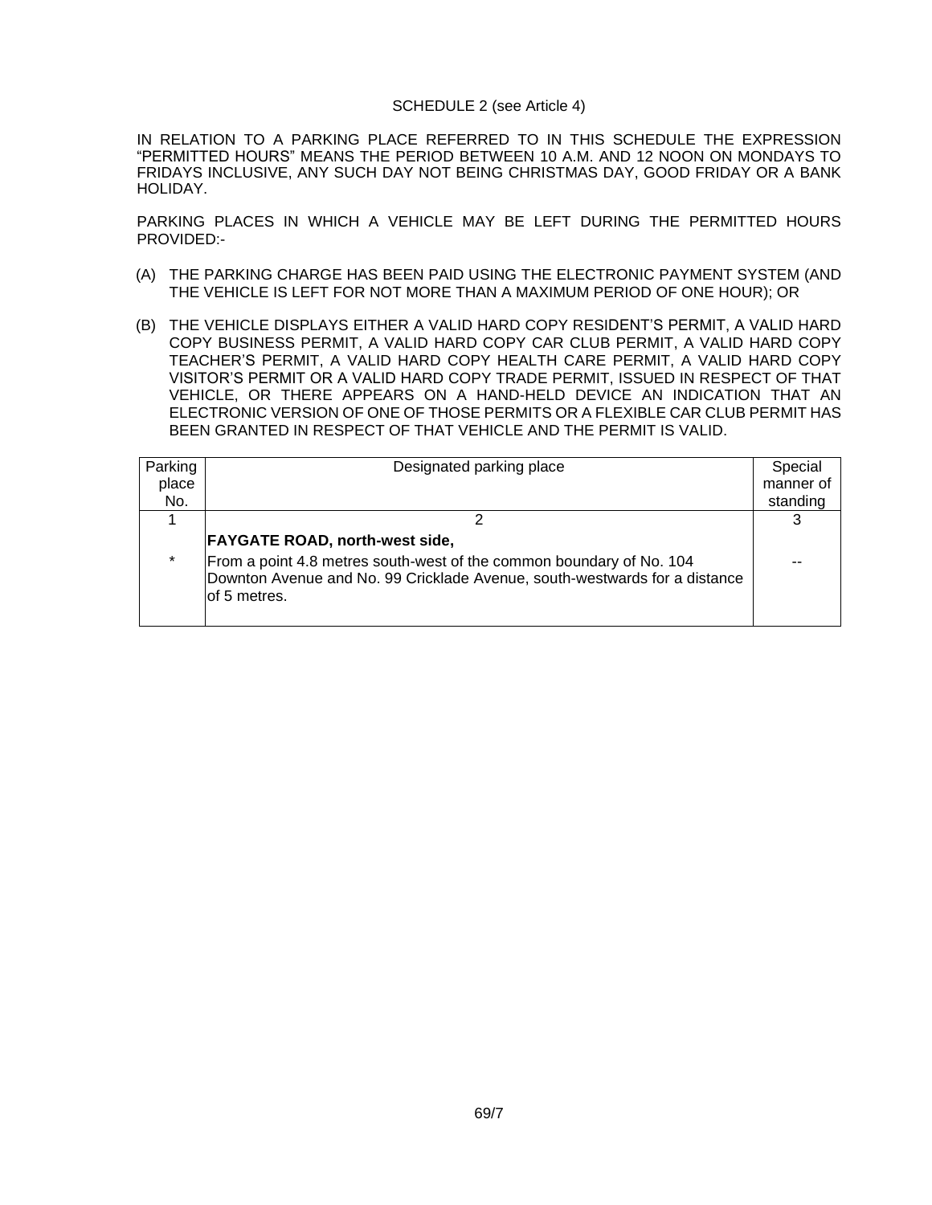SCHEDULE 2 (see Article 4)

IN RELATION TO A PARKING PLACE REFERRED TO IN THIS SCHEDULE THE EXPRESSION "PERMITTED HOURS" MEANS THE PERIOD BETWEEN 10 A.M. AND 12 NOON ON MONDAYS TO FRIDAYS INCLUSIVE, ANY SUCH DAY NOT BEING CHRISTMAS DAY, GOOD FRIDAY OR A BANK HOLIDAY.

PARKING PLACES IN WHICH A VEHICLE MAY BE LEFT DURING THE PERMITTED HOURS PROVIDED:-

(A) THE PARKING CHARGE HAS BEEN PAID USING THE ELECTRONIC PAYMENT SYSTEM (AND THE VEHICLE IS LEFT FOR NOT MORE THAN A MAXIMUM PERIOD OF ONE HOUR); OR

(B) THE VEHICLE DISPLAYS EITHER A VALID HARD COPY RESIDENT'S PERMIT, A VALID HARD COPY BUSINESS PERMIT, A VALID HARD COPY CAR CLUB PERMIT, A VALID HARD COPY TEACHER'S PERMIT, A VALID HARD COPY HEALTH CARE PERMIT, A VALID HARD COPY VISITOR'S PERMIT OR A VALID HARD COPY TRADE PERMIT, ISSUED IN RESPECT OF THAT VEHICLE, OR THERE APPEARS ON A HAND-HELD DEVICE AN INDICATION THAT AN ELECTRONIC VERSION OF ONE OF THOSE PERMITS OR A FLEXIBLE CAR CLUB PERMIT HAS BEEN GRANTED IN RESPECT OF THAT VEHICLE AND THE PERMIT IS VALID.

| Parking place No. | Designated parking place | Special manner of standing |
|---|---|---|
| 1 | 2 | 3 |
| | **FAYGATE ROAD, north-west side,** | |
| * | From a point 4.8 metres south-west of the common boundary of No. 104 Downton Avenue and No. 99 Cricklade Avenue, south-westwards for a distance of 5 metres. | -- |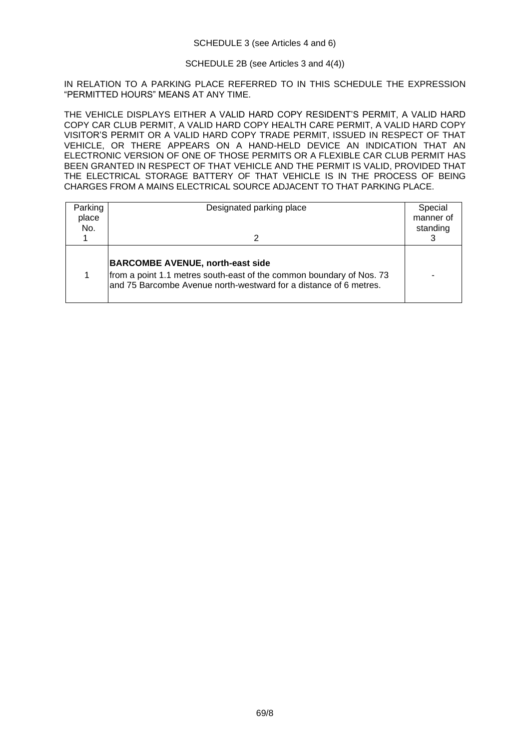SCHEDULE 3 (see Articles 4 and 6)

SCHEDULE 2B (see Articles 3 and 4(4))

IN RELATION TO A PARKING PLACE REFERRED TO IN THIS SCHEDULE THE EXPRESSION "PERMITTED HOURS" MEANS AT ANY TIME.

THE VEHICLE DISPLAYS EITHER A VALID HARD COPY RESIDENT'S PERMIT, A VALID HARD COPY CAR CLUB PERMIT, A VALID HARD COPY HEALTH CARE PERMIT, A VALID HARD COPY VISITOR'S PERMIT OR A VALID HARD COPY TRADE PERMIT, ISSUED IN RESPECT OF THAT VEHICLE, OR THERE APPEARS ON A HAND-HELD DEVICE AN INDICATION THAT AN ELECTRONIC VERSION OF ONE OF THOSE PERMITS OR A FLEXIBLE CAR CLUB PERMIT HAS BEEN GRANTED IN RESPECT OF THAT VEHICLE AND THE PERMIT IS VALID, PROVIDED THAT THE ELECTRICAL STORAGE BATTERY OF THAT VEHICLE IS IN THE PROCESS OF BEING CHARGES FROM A MAINS ELECTRICAL SOURCE ADJACENT TO THAT PARKING PLACE.

| Parking place No. 1 | Designated parking place 2 | Special manner of standing 3 |
|---|---|---|
| 1 | **BARCOMBE AVENUE, north-east side** from a point 1.1 metres south-east of the common boundary of Nos. 73 and 75 Barcombe Avenue north-westward for a distance of 6 metres. | - |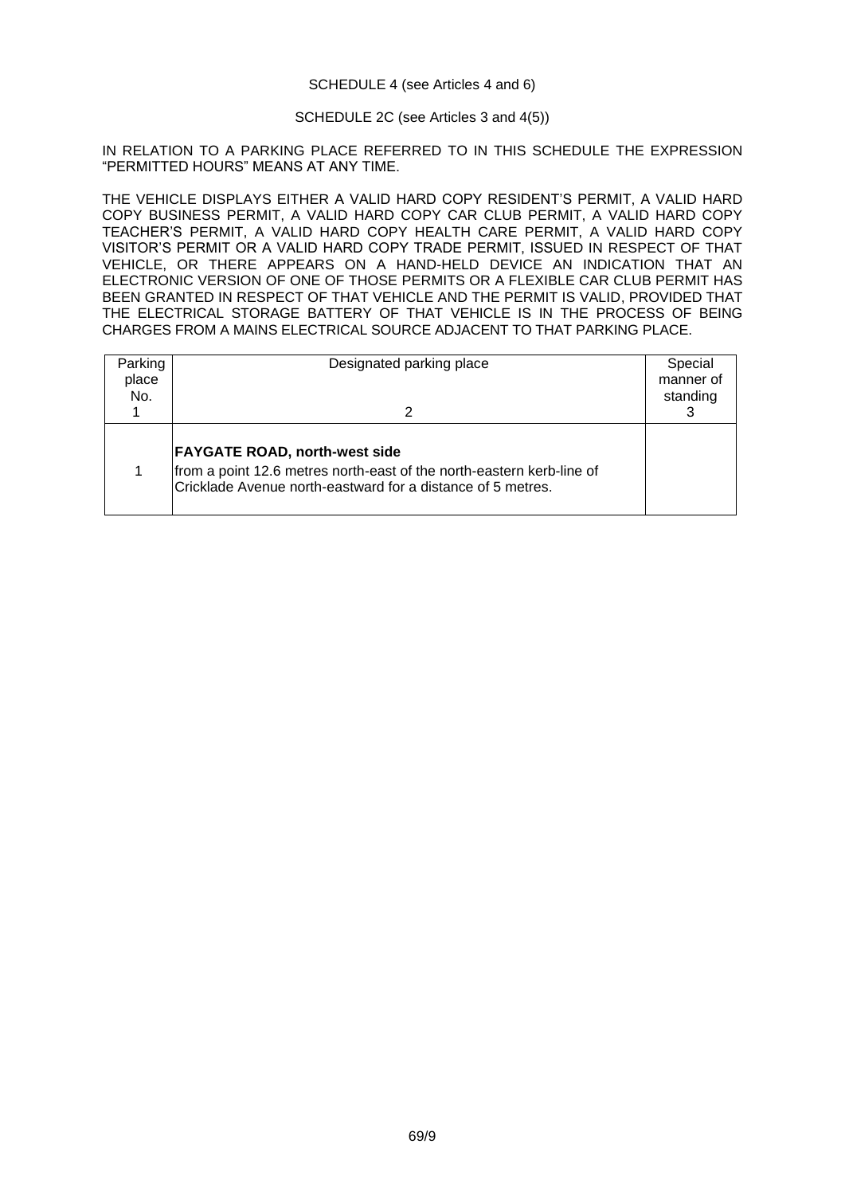SCHEDULE 4 (see Articles 4 and 6)

SCHEDULE 2C (see Articles 3 and 4(5))

IN RELATION TO A PARKING PLACE REFERRED TO IN THIS SCHEDULE THE EXPRESSION "PERMITTED HOURS" MEANS AT ANY TIME.

THE VEHICLE DISPLAYS EITHER A VALID HARD COPY RESIDENT'S PERMIT, A VALID HARD COPY BUSINESS PERMIT, A VALID HARD COPY CAR CLUB PERMIT, A VALID HARD COPY TEACHER'S PERMIT, A VALID HARD COPY HEALTH CARE PERMIT, A VALID HARD COPY VISITOR'S PERMIT OR A VALID HARD COPY TRADE PERMIT, ISSUED IN RESPECT OF THAT VEHICLE, OR THERE APPEARS ON A HAND-HELD DEVICE AN INDICATION THAT AN ELECTRONIC VERSION OF ONE OF THOSE PERMITS OR A FLEXIBLE CAR CLUB PERMIT HAS BEEN GRANTED IN RESPECT OF THAT VEHICLE AND THE PERMIT IS VALID, PROVIDED THAT THE ELECTRICAL STORAGE BATTERY OF THAT VEHICLE IS IN THE PROCESS OF BEING CHARGES FROM A MAINS ELECTRICAL SOURCE ADJACENT TO THAT PARKING PLACE.

| Parking place No. 1 | Designated parking place 2 | Special manner of standing 3 |
|---|---|---|
| 1 | **FAYGATE ROAD, north-west side** from a point 12.6 metres north-east of the north-eastern kerb-line of Cricklade Avenue north-eastward for a distance of 5 metres. | |